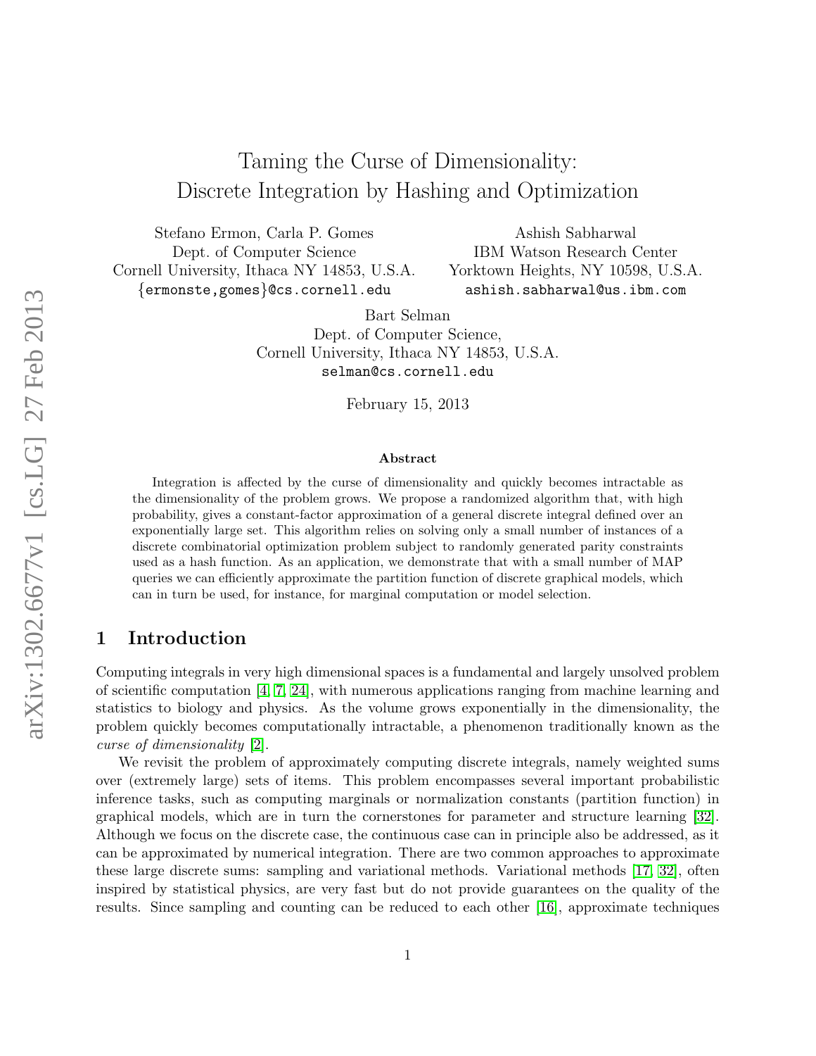# Taming the Curse of Dimensionality: Discrete Integration by Hashing and Optimization

Stefano Ermon, Carla P. Gomes
Dept. of Computer Science
Cornell University, Ithaca NY 14853, U.S.A.
{ermonste,gomes}@cs.cornell.edu

Ashish Sabharwal
IBM Watson Research Center
Yorktown Heights, NY 10598, U.S.A.
ashish.sabharwal@us.ibm.com

Bart Selman
Dept. of Computer Science,
Cornell University, Ithaca NY 14853, U.S.A.
selman@cs.cornell.edu

February 15, 2013

### Abstract

Integration is affected by the curse of dimensionality and quickly becomes intractable as the dimensionality of the problem grows. We propose a randomized algorithm that, with high probability, gives a constant-factor approximation of a general discrete integral defined over an exponentially large set. This algorithm relies on solving only a small number of instances of a discrete combinatorial optimization problem subject to randomly generated parity constraints used as a hash function. As an application, we demonstrate that with a small number of MAP queries we can efficiently approximate the partition function of discrete graphical models, which can in turn be used, for instance, for marginal computation or model selection.

## 1 Introduction

Computing integrals in very high dimensional spaces is a fundamental and largely unsolved problem of scientific computation [4, 7, 24], with numerous applications ranging from machine learning and statistics to biology and physics. As the volume grows exponentially in the dimensionality, the problem quickly becomes computationally intractable, a phenomenon traditionally known as the *curse of dimensionality* [2].

We revisit the problem of approximately computing discrete integrals, namely weighted sums over (extremely large) sets of items. This problem encompasses several important probabilistic inference tasks, such as computing marginals or normalization constants (partition function) in graphical models, which are in turn the cornerstones for parameter and structure learning [32]. Although we focus on the discrete case, the continuous case can in principle also be addressed, as it can be approximated by numerical integration. There are two common approaches to approximate these large discrete sums: sampling and variational methods. Variational methods [17, 32], often inspired by statistical physics, are very fast but do not provide guarantees on the quality of the results. Since sampling and counting can be reduced to each other [16], approximate techniques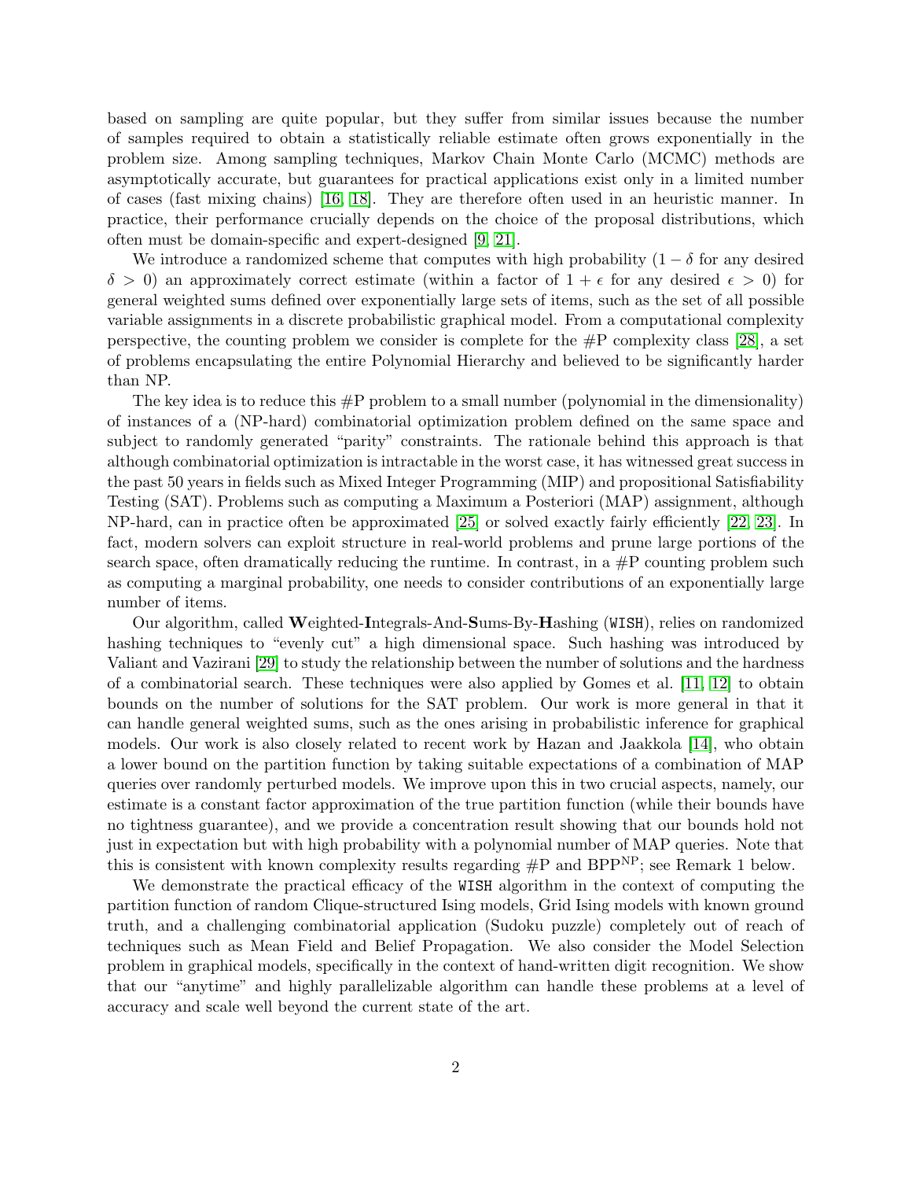based on sampling are quite popular, but they suffer from similar issues because the number of samples required to obtain a statistically reliable estimate often grows exponentially in the problem size. Among sampling techniques, Markov Chain Monte Carlo (MCMC) methods are asymptotically accurate, but guarantees for practical applications exist only in a limited number of cases (fast mixing chains) [16, 18]. They are therefore often used in an heuristic manner. In practice, their performance crucially depends on the choice of the proposal distributions, which often must be domain-specific and expert-designed [9, 21].

We introduce a randomized scheme that computes with high probability ($1 - \delta$ for any desired $\delta > 0$) an approximately correct estimate (within a factor of $1 + \epsilon$ for any desired $\epsilon > 0$) for general weighted sums defined over exponentially large sets of items, such as the set of all possible variable assignments in a discrete probabilistic graphical model. From a computational complexity perspective, the counting problem we consider is complete for the #P complexity class [28], a set of problems encapsulating the entire Polynomial Hierarchy and believed to be significantly harder than NP.

The key idea is to reduce this #P problem to a small number (polynomial in the dimensionality) of instances of a (NP-hard) combinatorial optimization problem defined on the same space and subject to randomly generated "parity" constraints. The rationale behind this approach is that although combinatorial optimization is intractable in the worst case, it has witnessed great success in the past 50 years in fields such as Mixed Integer Programming (MIP) and propositional Satisfiability Testing (SAT). Problems such as computing a Maximum a Posteriori (MAP) assignment, although NP-hard, can in practice often be approximated [25] or solved exactly fairly efficiently [22, 23]. In fact, modern solvers can exploit structure in real-world problems and prune large portions of the search space, often dramatically reducing the runtime. In contrast, in a #P counting problem such as computing a marginal probability, one needs to consider contributions of an exponentially large number of items.

Our algorithm, called **W**eighted-**I**ntegrals-And-**S**ums-By-**H**ashing (`WISH`), relies on randomized hashing techniques to "evenly cut" a high dimensional space. Such hashing was introduced by Valiant and Vazirani [29] to study the relationship between the number of solutions and the hardness of a combinatorial search. These techniques were also applied by Gomes et al. [11, 12] to obtain bounds on the number of solutions for the SAT problem. Our work is more general in that it can handle general weighted sums, such as the ones arising in probabilistic inference for graphical models. Our work is also closely related to recent work by Hazan and Jaakkola [14], who obtain a lower bound on the partition function by taking suitable expectations of a combination of MAP queries over randomly perturbed models. We improve upon this in two crucial aspects, namely, our estimate is a constant factor approximation of the true partition function (while their bounds have no tightness guarantee), and we provide a concentration result showing that our bounds hold not just in expectation but with high probability with a polynomial number of MAP queries. Note that this is consistent with known complexity results regarding #P and $\text{BPP}^{\text{NP}}$; see Remark 1 below.

We demonstrate the practical efficacy of the `WISH` algorithm in the context of computing the partition function of random Clique-structured Ising models, Grid Ising models with known ground truth, and a challenging combinatorial application (Sudoku puzzle) completely out of reach of techniques such as Mean Field and Belief Propagation. We also consider the Model Selection problem in graphical models, specifically in the context of hand-written digit recognition. We show that our "anytime" and highly parallelizable algorithm can handle these problems at a level of accuracy and scale well beyond the current state of the art.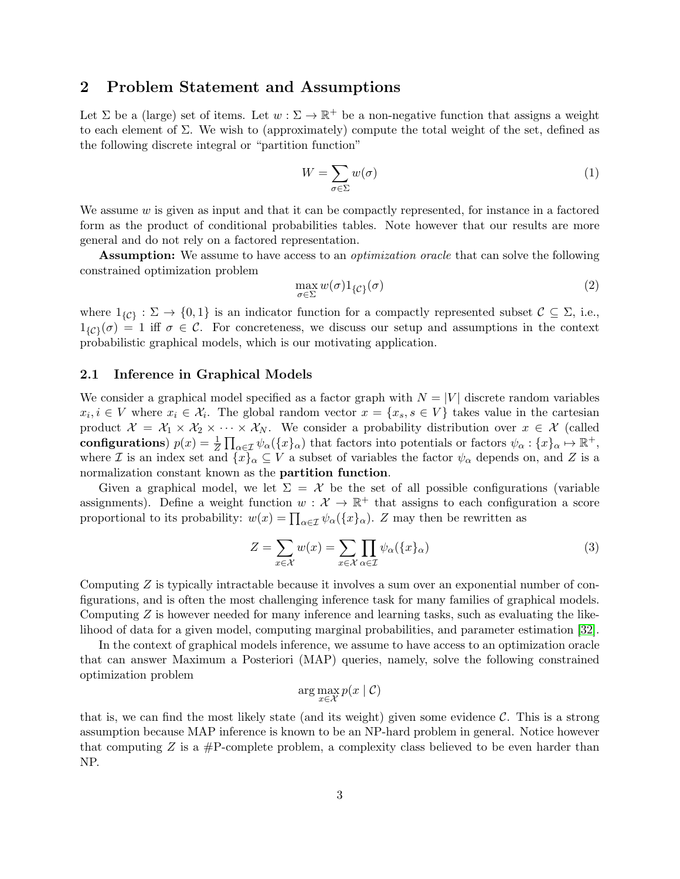## 2 Problem Statement and Assumptions

Let $\Sigma$ be a (large) set of items. Let $w : \Sigma \to \mathbb{R}^+$ be a non-negative function that assigns a weight to each element of $\Sigma$. We wish to (approximately) compute the total weight of the set, defined as the following discrete integral or "partition function"

$$W = \sum_{\sigma \in \Sigma} w(\sigma) \tag{1}$$

We assume $w$ is given as input and that it can be compactly represented, for instance in a factored form as the product of conditional probabilities tables. Note however that our results are more general and do not rely on a factored representation.

**Assumption:** We assume to have access to an *optimization oracle* that can solve the following constrained optimization problem

$$\max_{\sigma \in \Sigma} w(\sigma) 1_{\{\mathcal{C}\}}(\sigma) \tag{2}$$

where $1_{\{\mathcal{C}\}} : \Sigma \to \{0, 1\}$ is an indicator function for a compactly represented subset $\mathcal{C} \subseteq \Sigma$, i.e., $1_{\{\mathcal{C}\}}(\sigma) = 1$ iff $\sigma \in \mathcal{C}$. For concreteness, we discuss our setup and assumptions in the context probabilistic graphical models, which is our motivating application.

### 2.1 Inference in Graphical Models

We consider a graphical model specified as a factor graph with $N = |V|$ discrete random variables $x_i, i \in V$ where $x_i \in \mathcal{X}_i$. The global random vector $x = \{x_s, s \in V\}$ takes value in the cartesian product $\mathcal{X} = \mathcal{X}_1 \times \mathcal{X}_2 \times \cdots \times \mathcal{X}_N$. We consider a probability distribution over $x \in \mathcal{X}$ (called **configurations**) $p(x) = \frac{1}{Z} \prod_{\alpha \in \mathcal{I}} \psi_\alpha(\{x\}_\alpha)$ that factors into potentials or factors $\psi_\alpha : \{x\}_\alpha \mapsto \mathbb{R}^+$, where $\mathcal{I}$ is an index set and $\{x\}_\alpha \subseteq V$ a subset of variables the factor $\psi_\alpha$ depends on, and $Z$ is a normalization constant known as the **partition function**.

Given a graphical model, we let $\Sigma = \mathcal{X}$ be the set of all possible configurations (variable assignments). Define a weight function $w : \mathcal{X} \to \mathbb{R}^+$ that assigns to each configuration a score proportional to its probability: $w(x) = \prod_{\alpha \in \mathcal{I}} \psi_\alpha(\{x\}_\alpha)$. $Z$ may then be rewritten as

$$Z = \sum_{x \in \mathcal{X}} w(x) = \sum_{x \in \mathcal{X}} \prod_{\alpha \in \mathcal{I}} \psi_\alpha(\{x\}_\alpha) \tag{3}$$

Computing $Z$ is typically intractable because it involves a sum over an exponential number of configurations, and is often the most challenging inference task for many families of graphical models. Computing $Z$ is however needed for many inference and learning tasks, such as evaluating the likelihood of data for a given model, computing marginal probabilities, and parameter estimation [32].

In the context of graphical models inference, we assume to have access to an optimization oracle that can answer Maximum a Posteriori (MAP) queries, namely, solve the following constrained optimization problem

$$\arg\max_{x \in \mathcal{X}} p(x \mid \mathcal{C})$$

that is, we can find the most likely state (and its weight) given some evidence $\mathcal{C}$. This is a strong assumption because MAP inference is known to be an NP-hard problem in general. Notice however that computing $Z$ is a #P-complete problem, a complexity class believed to be even harder than NP.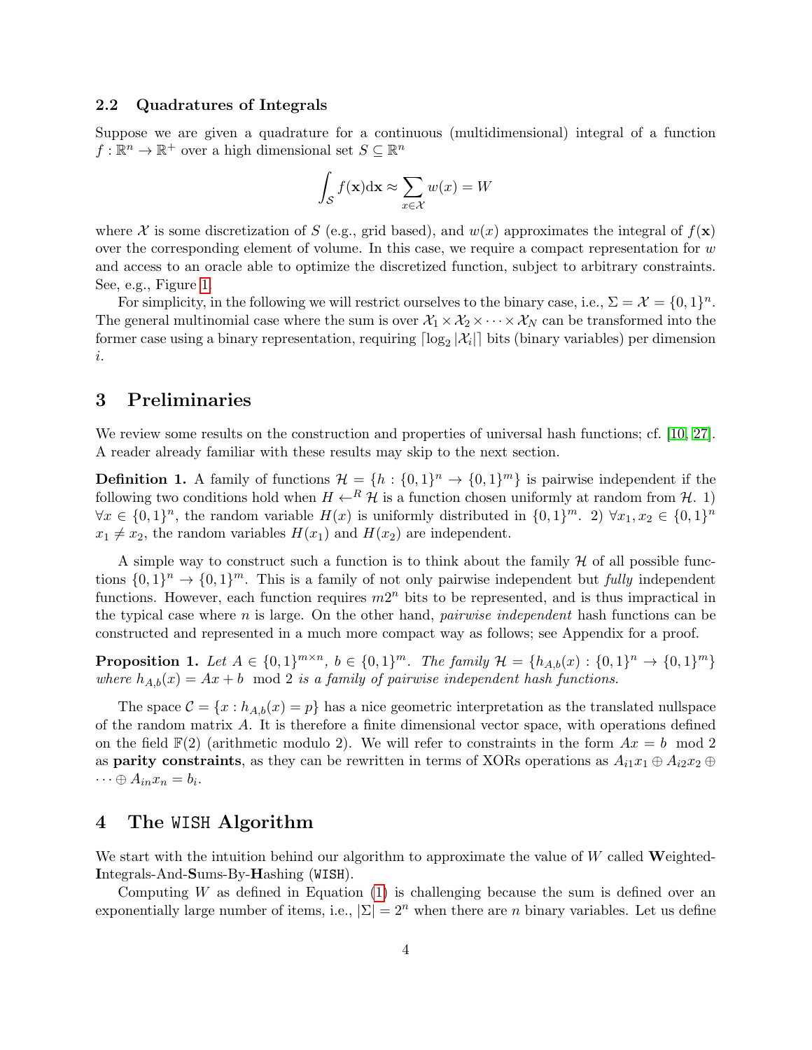### 2.2 Quadratures of Integrals

Suppose we are given a quadrature for a continuous (multidimensional) integral of a function $f : \mathbb{R}^n \to \mathbb{R}^+$ over a high dimensional set $S \subseteq \mathbb{R}^n$

$$\int_{\mathcal{S}} f(\mathbf{x})\mathrm{d}\mathbf{x} \approx \sum_{x \in \mathcal{X}} w(x) = W$$

where $\mathcal{X}$ is some discretization of $S$ (e.g., grid based), and $w(x)$ approximates the integral of $f(\mathbf{x})$ over the corresponding element of volume. In this case, we require a compact representation for $w$ and access to an oracle able to optimize the discretized function, subject to arbitrary constraints. See, e.g., Figure 1.

For simplicity, in the following we will restrict ourselves to the binary case, i.e., $\Sigma = \mathcal{X} = \{0,1\}^n$. The general multinomial case where the sum is over $\mathcal{X}_1 \times \mathcal{X}_2 \times \cdots \times \mathcal{X}_N$ can be transformed into the former case using a binary representation, requiring $\lceil \log_2 |\mathcal{X}_i| \rceil$ bits (binary variables) per dimension $i$.

## 3 Preliminaries

We review some results on the construction and properties of universal hash functions; cf. [10, 27]. A reader already familiar with these results may skip to the next section.

**Definition 1.** A family of functions $\mathcal{H} = \{h : \{0,1\}^n \to \{0,1\}^m\}$ is pairwise independent if the following two conditions hold when $H \leftarrow^R \mathcal{H}$ is a function chosen uniformly at random from $\mathcal{H}$. 1) $\forall x \in \{0,1\}^n$, the random variable $H(x)$ is uniformly distributed in $\{0,1\}^m$. 2) $\forall x_1, x_2 \in \{0,1\}^n$ $x_1 \neq x_2$, the random variables $H(x_1)$ and $H(x_2)$ are independent.

A simple way to construct such a function is to think about the family $\mathcal{H}$ of all possible functions $\{0,1\}^n \to \{0,1\}^m$. This is a family of not only pairwise independent but *fully* independent functions. However, each function requires $m2^n$ bits to be represented, and is thus impractical in the typical case where $n$ is large. On the other hand, *pairwise independent* hash functions can be constructed and represented in a much more compact way as follows; see Appendix for a proof.

**Proposition 1.** *Let $A \in \{0,1\}^{m \times n}$, $b \in \{0,1\}^m$. The family $\mathcal{H} = \{h_{A,b}(x) : \{0,1\}^n \to \{0,1\}^m\}$ where $h_{A,b}(x) = Ax + b \mod 2$ is a family of pairwise independent hash functions.*

The space $\mathcal{C} = \{x : h_{A,b}(x) = p\}$ has a nice geometric interpretation as the translated nullspace of the random matrix $A$. It is therefore a finite dimensional vector space, with operations defined on the field $\mathbb{F}(2)$ (arithmetic modulo 2). We will refer to constraints in the form $Ax = b \mod 2$ as **parity constraints**, as they can be rewritten in terms of XORs operations as $A_{i1}x_1 \oplus A_{i2}x_2 \oplus \cdots \oplus A_{in}x_n = b_i$.

## 4 The WISH Algorithm

We start with the intuition behind our algorithm to approximate the value of $W$ called **W**eighted-**I**ntegrals-And-**S**ums-By-**H**ashing (WISH).

Computing $W$ as defined in Equation (1) is challenging because the sum is defined over an exponentially large number of items, i.e., $|\Sigma| = 2^n$ when there are $n$ binary variables. Let us define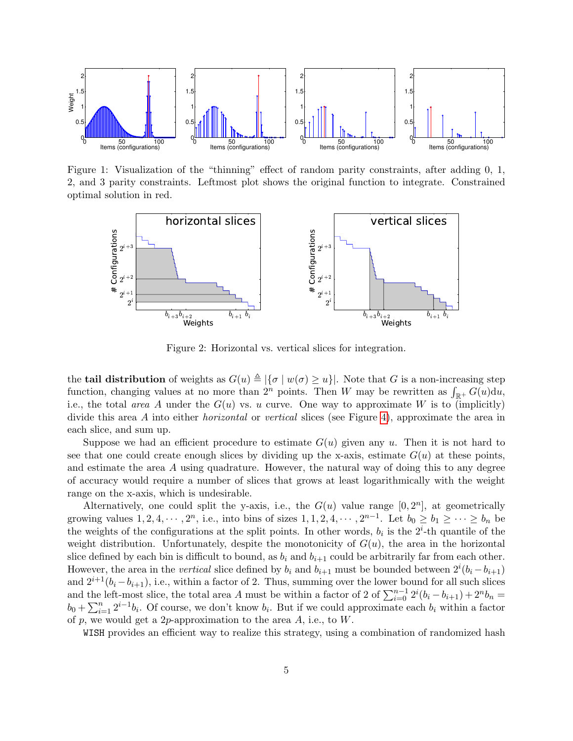Figure 1: Visualization of the "thinning" effect of random parity constraints, after adding 0, 1, 2, and 3 parity constraints. Leftmost plot shows the original function to integrate. Constrained optimal solution in red.

Figure 2: Horizontal vs. vertical slices for integration.

the **tail distribution** of weights as $G(u) \triangleq |\{\sigma \mid w(\sigma) \geq u\}|$. Note that $G$ is a non-increasing step function, changing values at no more than $2^n$ points. Then $W$ may be rewritten as $\int_{\mathbb{R}^+} G(u)\mathrm{d}u$, i.e., the total *area* $A$ under the $G(u)$ vs. $u$ curve. One way to approximate $W$ is to (implicitly) divide this area $A$ into either *horizontal* or *vertical* slices (see Figure 4), approximate the area in each slice, and sum up.

Suppose we had an efficient procedure to estimate $G(u)$ given any $u$. Then it is not hard to see that one could create enough slices by dividing up the x-axis, estimate $G(u)$ at these points, and estimate the area $A$ using quadrature. However, the natural way of doing this to any degree of accuracy would require a number of slices that grows at least logarithmically with the weight range on the x-axis, which is undesirable.

Alternatively, one could split the y-axis, i.e., the $G(u)$ value range $[0, 2^n]$, at geometrically growing values $1, 2, 4, \cdots, 2^n$, i.e., into bins of sizes $1, 1, 2, 4, \cdots, 2^{n-1}$. Let $b_0 \geq b_1 \geq \cdots \geq b_n$ be the weights of the configurations at the split points. In other words, $b_i$ is the $2^i$-th quantile of the weight distribution. Unfortunately, despite the monotonicity of $G(u)$, the area in the horizontal slice defined by each bin is difficult to bound, as $b_i$ and $b_{i+1}$ could be arbitrarily far from each other. However, the area in the *vertical* slice defined by $b_i$ and $b_{i+1}$ must be bounded between $2^i(b_i - b_{i+1})$ and $2^{i+1}(b_i - b_{i+1})$, i.e., within a factor of 2. Thus, summing over the lower bound for all such slices and the left-most slice, the total area $A$ must be within a factor of 2 of $\sum_{i=0}^{n-1} 2^i(b_i - b_{i+1}) + 2^n b_n = b_0 + \sum_{i=1}^{n} 2^{i-1} b_i$. Of course, we don't know $b_i$. But if we could approximate each $b_i$ within a factor of $p$, we would get a $2p$-approximation to the area $A$, i.e., to $W$.

`WISH` provides an efficient way to realize this strategy, using a combination of randomized hash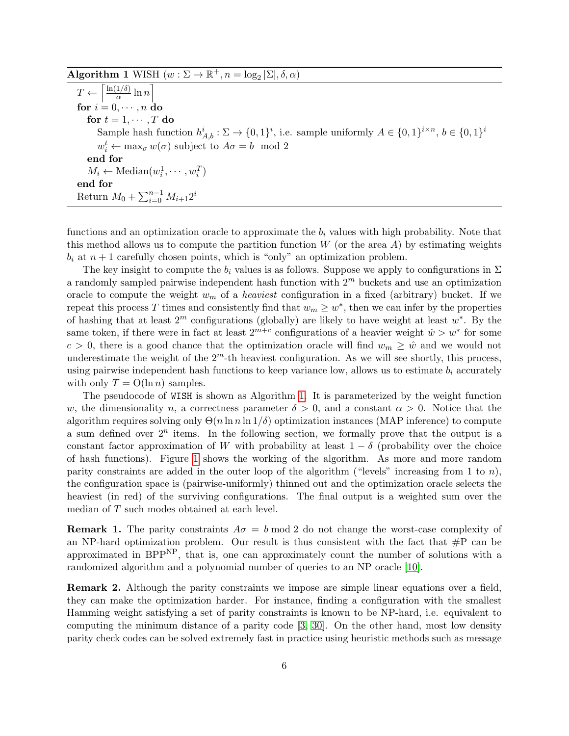**Algorithm 1** WISH $(w : \Sigma \to \mathbb{R}^+, n = \log_2 |\Sigma|, \delta, \alpha)$

```
T ← ⌈ (ln(1/δ)/α) ln n ⌉
for i = 0, ··· , n do
    for t = 1, ··· , T do
        Sample hash function h^i_{A,b} : Σ → {0,1}^i, i.e. sample uniformly A ∈ {0,1}^{i×n}, b ∈ {0,1}^i
        w_i^t ← max_σ w(σ) subject to Aσ = b mod 2
    end for
    M_i ← Median(w_i^1, ··· , w_i^T)
end for
Return M_0 + Σ_{i=0}^{n-1} M_{i+1} 2^i
```

functions and an optimization oracle to approximate the $b_i$ values with high probability. Note that this method allows us to compute the partition function $W$ (or the area $A$) by estimating weights $b_i$ at $n+1$ carefully chosen points, which is "only" an optimization problem.

The key insight to compute the $b_i$ values is as follows. Suppose we apply to configurations in $\Sigma$ a randomly sampled pairwise independent hash function with $2^m$ buckets and use an optimization oracle to compute the weight $w_m$ of a *heaviest* configuration in a fixed (arbitrary) bucket. If we repeat this process $T$ times and consistently find that $w_m \geq w^*$, then we can infer by the properties of hashing that at least $2^m$ configurations (globally) are likely to have weight at least $w^*$. By the same token, if there were in fact at least $2^{m+c}$ configurations of a heavier weight $\hat{w} > w^*$ for some $c > 0$, there is a good chance that the optimization oracle will find $w_m \geq \hat{w}$ and we would not underestimate the weight of the $2^m$-th heaviest configuration. As we will see shortly, this process, using pairwise independent hash functions to keep variance low, allows us to estimate $b_i$ accurately with only $T = \mathrm{O}(\ln n)$ samples.

The pseudocode of WISH is shown as Algorithm 1. It is parameterized by the weight function $w$, the dimensionality $n$, a correctness parameter $\delta > 0$, and a constant $\alpha > 0$. Notice that the algorithm requires solving only $\Theta(n \ln n \ln 1/\delta)$ optimization instances (MAP inference) to compute a sum defined over $2^n$ items. In the following section, we formally prove that the output is a constant factor approximation of $W$ with probability at least $1 - \delta$ (probability over the choice of hash functions). Figure 1 shows the working of the algorithm. As more and more random parity constraints are added in the outer loop of the algorithm ("levels" increasing from 1 to $n$), the configuration space is (pairwise-uniformly) thinned out and the optimization oracle selects the heaviest (in red) of the surviving configurations. The final output is a weighted sum over the median of $T$ such modes obtained at each level.

**Remark 1.** The parity constraints $A\sigma = b \bmod 2$ do not change the worst-case complexity of an NP-hard optimization problem. Our result is thus consistent with the fact that #P can be approximated in $\mathrm{BPP}^{\mathrm{NP}}$, that is, one can approximately count the number of solutions with a randomized algorithm and a polynomial number of queries to an NP oracle [10].

**Remark 2.** Although the parity constraints we impose are simple linear equations over a field, they can make the optimization harder. For instance, finding a configuration with the smallest Hamming weight satisfying a set of parity constraints is known to be NP-hard, i.e. equivalent to computing the minimum distance of a parity code [3, 30]. On the other hand, most low density parity check codes can be solved extremely fast in practice using heuristic methods such as message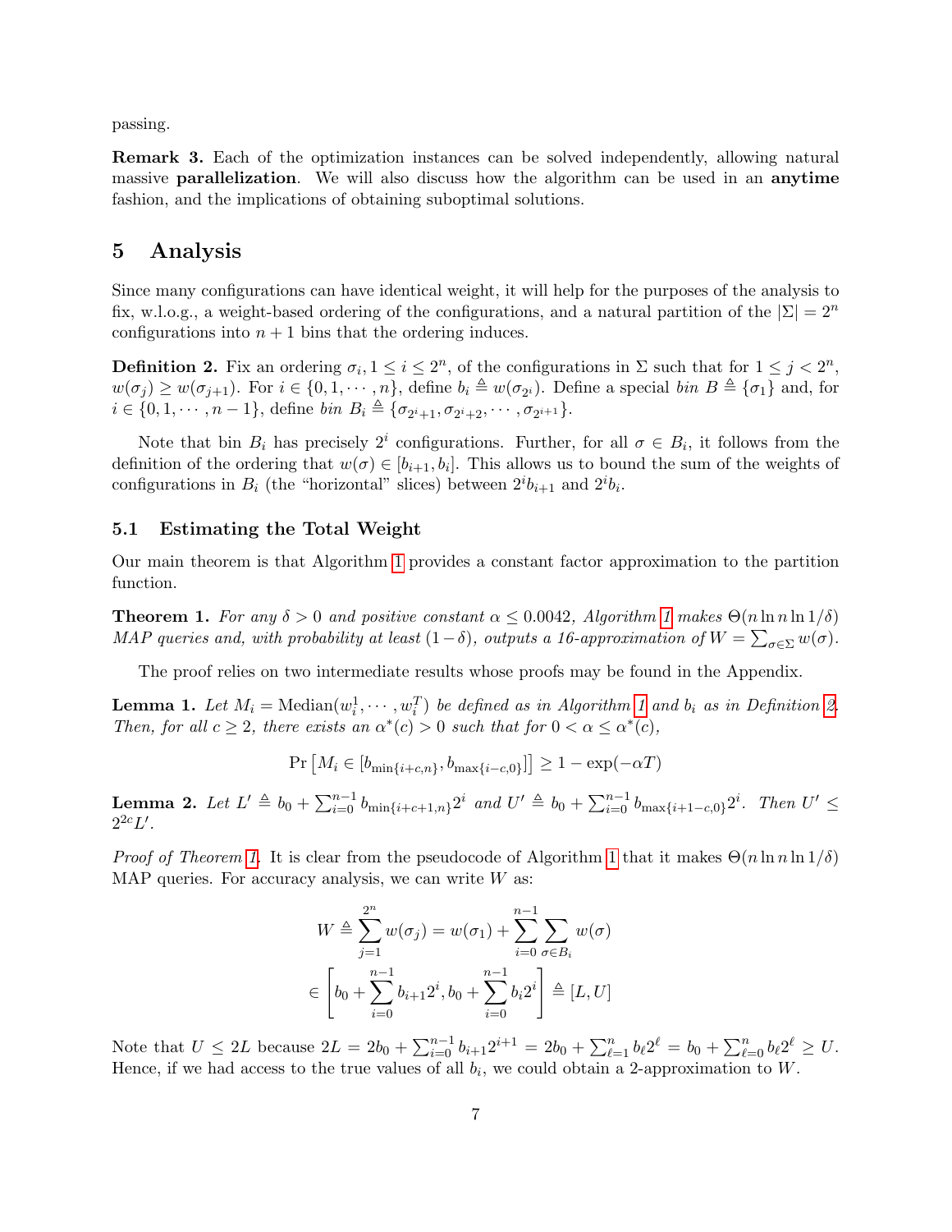passing.

**Remark 3.** Each of the optimization instances can be solved independently, allowing natural massive **parallelization**. We will also discuss how the algorithm can be used in an **anytime** fashion, and the implications of obtaining suboptimal solutions.

# 5 Analysis

Since many configurations can have identical weight, it will help for the purposes of the analysis to fix, w.l.o.g., a weight-based ordering of the configurations, and a natural partition of the $|\Sigma| = 2^n$ configurations into $n+1$ bins that the ordering induces.

**Definition 2.** *Fix an ordering $\sigma_i, 1 \leq i \leq 2^n$, of the configurations in $\Sigma$ such that for $1 \leq j < 2^n$, $w(\sigma_j) \geq w(\sigma_{j+1})$. For $i \in \{0, 1, \cdots, n\}$, define $b_i \triangleq w(\sigma_{2^i})$. Define a special bin $B \triangleq \{\sigma_1\}$ and, for $i \in \{0, 1, \cdots, n-1\}$, define bin $B_i \triangleq \{\sigma_{2^i+1}, \sigma_{2^i+2}, \cdots, \sigma_{2^{i+1}}\}$.*

Note that bin $B_i$ has precisely $2^i$ configurations. Further, for all $\sigma \in B_i$, it follows from the definition of the ordering that $w(\sigma) \in [b_{i+1}, b_i]$. This allows us to bound the sum of the weights of configurations in $B_i$ (the "horizontal" slices) between $2^i b_{i+1}$ and $2^i b_i$.

## 5.1 Estimating the Total Weight

Our main theorem is that Algorithm 1 provides a constant factor approximation to the partition function.

**Theorem 1.** *For any $\delta > 0$ and positive constant $\alpha \leq 0.0042$, Algorithm 1 makes $\Theta(n \ln n \ln 1/\delta)$ MAP queries and, with probability at least $(1-\delta)$, outputs a 16-approximation of $W = \sum_{\sigma \in \Sigma} w(\sigma)$.*

The proof relies on two intermediate results whose proofs may be found in the Appendix.

**Lemma 1.** *Let $M_i = \text{Median}(w_i^1, \cdots, w_i^T)$ be defined as in Algorithm 1 and $b_i$ as in Definition 2. Then, for all $c \geq 2$, there exists an $\alpha^*(c) > 0$ such that for $0 < \alpha \leq \alpha^*(c)$,*

$$\Pr\left[M_i \in [b_{\min\{i+c,n\}}, b_{\max\{i-c,0\}}]\right] \geq 1 - \exp(-\alpha T)$$

**Lemma 2.** *Let $L' \triangleq b_0 + \sum_{i=0}^{n-1} b_{\min\{i+c+1,n\}} 2^i$ and $U' \triangleq b_0 + \sum_{i=0}^{n-1} b_{\max\{i+1-c,0\}} 2^i$. Then $U' \leq 2^{2c} L'$.*

*Proof of Theorem 1.* It is clear from the pseudocode of Algorithm 1 that it makes $\Theta(n \ln n \ln 1/\delta)$ MAP queries. For accuracy analysis, we can write $W$ as:

$$W \triangleq \sum_{j=1}^{2^n} w(\sigma_j) = w(\sigma_1) + \sum_{i=0}^{n-1} \sum_{\sigma \in B_i} w(\sigma)$$

$$\in \left[ b_0 + \sum_{i=0}^{n-1} b_{i+1} 2^i, b_0 + \sum_{i=0}^{n-1} b_i 2^i \right] \triangleq [L, U]$$

Note that $U \leq 2L$ because $2L = 2b_0 + \sum_{i=0}^{n-1} b_{i+1} 2^{i+1} = 2b_0 + \sum_{\ell=1}^{n} b_\ell 2^\ell = b_0 + \sum_{\ell=0}^{n} b_\ell 2^\ell \geq U$. Hence, if we had access to the true values of all $b_i$, we could obtain a 2-approximation to $W$.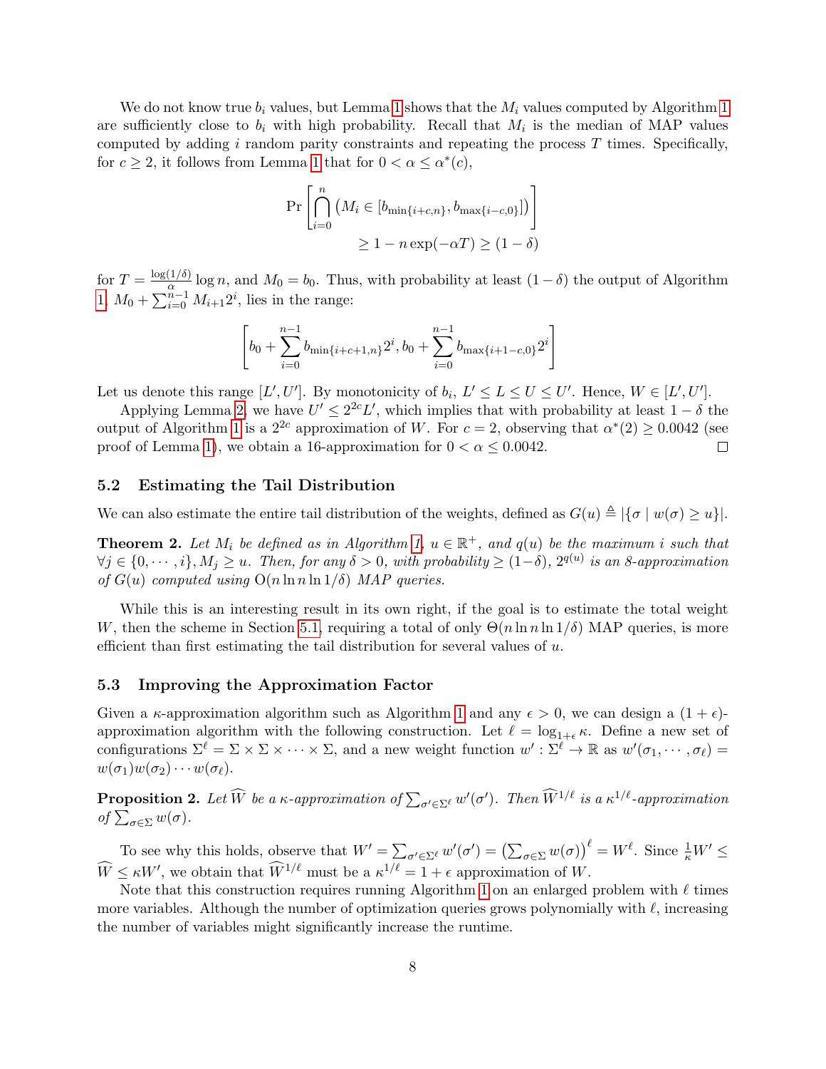We do not know true $b_i$ values, but Lemma 1 shows that the $M_i$ values computed by Algorithm 1 are sufficiently close to $b_i$ with high probability. Recall that $M_i$ is the median of MAP values computed by adding $i$ random parity constraints and repeating the process $T$ times. Specifically, for $c \geq 2$, it follows from Lemma 1 that for $0 < \alpha \leq \alpha^*(c)$,

$$\Pr\left[\bigcap_{i=0}^{n} \left(M_i \in [b_{\min\{i+c,n\}}, b_{\max\{i-c,0\}}]\right)\right] \geq 1 - n\exp(-\alpha T) \geq (1-\delta)$$

for $T = \frac{\log(1/\delta)}{\alpha} \log n$, and $M_0 = b_0$. Thus, with probability at least $(1-\delta)$ the output of Algorithm 1, $M_0 + \sum_{i=0}^{n-1} M_{i+1} 2^i$, lies in the range:

$$\left[b_0 + \sum_{i=0}^{n-1} b_{\min\{i+c+1,n\}} 2^i, b_0 + \sum_{i=0}^{n-1} b_{\max\{i+1-c,0\}} 2^i\right]$$

Let us denote this range $[L', U']$. By monotonicity of $b_i$, $L' \leq L \leq U \leq U'$. Hence, $W \in [L', U']$.

Applying Lemma 2, we have $U' \leq 2^{2c} L'$, which implies that with probability at least $1-\delta$ the output of Algorithm 1 is a $2^{2c}$ approximation of $W$. For $c = 2$, observing that $\alpha^*(2) \geq 0.0042$ (see proof of Lemma 1), we obtain a 16-approximation for $0 < \alpha \leq 0.0042$. □

### 5.2 Estimating the Tail Distribution

We can also estimate the entire tail distribution of the weights, defined as $G(u) \triangleq |\{\sigma \mid w(\sigma) \geq u\}|$.

**Theorem 2.** *Let $M_i$ be defined as in Algorithm 1, $u \in \mathbb{R}^+$, and $q(u)$ be the maximum $i$ such that $\forall j \in \{0, \cdots, i\}, M_j \geq u$. Then, for any $\delta > 0$, with probability $\geq (1-\delta)$, $2^{q(u)}$ is an 8-approximation of $G(u)$ computed using $O(n \ln n \ln 1/\delta)$ MAP queries.*

While this is an interesting result in its own right, if the goal is to estimate the total weight $W$, then the scheme in Section 5.1, requiring a total of only $\Theta(n \ln n \ln 1/\delta)$ MAP queries, is more efficient than first estimating the tail distribution for several values of $u$.

### 5.3 Improving the Approximation Factor

Given a $\kappa$-approximation algorithm such as Algorithm 1 and any $\epsilon > 0$, we can design a $(1+\epsilon)$-approximation algorithm with the following construction. Let $\ell = \log_{1+\epsilon} \kappa$. Define a new set of configurations $\Sigma^\ell = \Sigma \times \Sigma \times \cdots \times \Sigma$, and a new weight function $w' : \Sigma^\ell \to \mathbb{R}$ as $w'(\sigma_1, \cdots, \sigma_\ell) = w(\sigma_1)w(\sigma_2)\cdots w(\sigma_\ell)$.

**Proposition 2.** *Let $\widehat{W}$ be a $\kappa$-approximation of $\sum_{\sigma' \in \Sigma^\ell} w'(\sigma')$. Then $\widehat{W}^{1/\ell}$ is a $\kappa^{1/\ell}$-approximation of $\sum_{\sigma \in \Sigma} w(\sigma)$.*

To see why this holds, observe that $W' = \sum_{\sigma' \in \Sigma^\ell} w'(\sigma') = \left(\sum_{\sigma \in \Sigma} w(\sigma)\right)^\ell = W^\ell$. Since $\frac{1}{\kappa} W' \leq \widehat{W} \leq \kappa W'$, we obtain that $\widehat{W}^{1/\ell}$ must be a $\kappa^{1/\ell} = 1 + \epsilon$ approximation of $W$.

Note that this construction requires running Algorithm 1 on an enlarged problem with $\ell$ times more variables. Although the number of optimization queries grows polynomially with $\ell$, increasing the number of variables might significantly increase the runtime.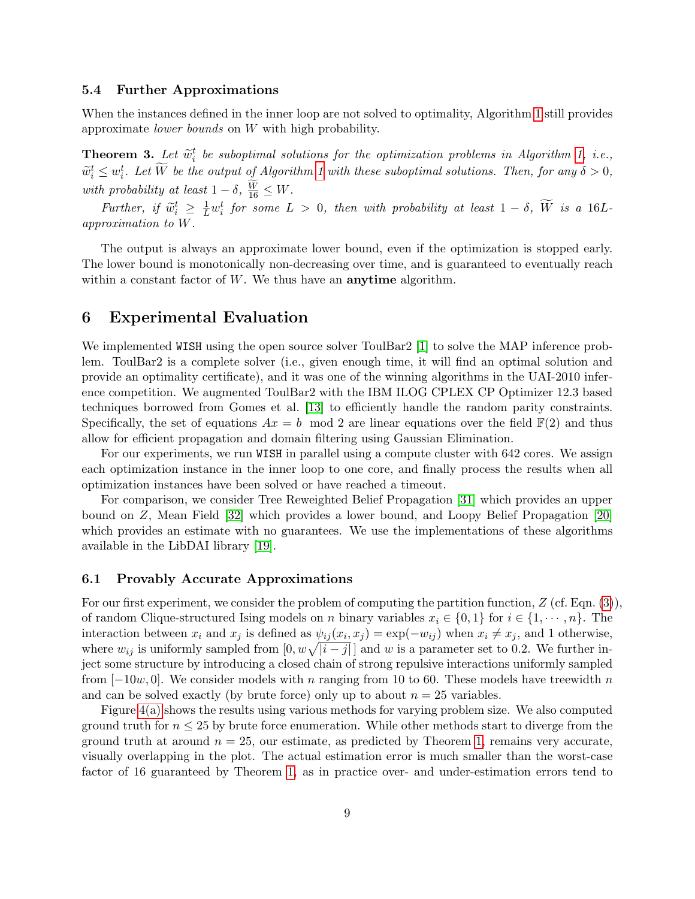### 5.4 Further Approximations

When the instances defined in the inner loop are not solved to optimality, Algorithm 1 still provides approximate *lower bounds* on $W$ with high probability.

**Theorem 3.** *Let $\widetilde{w}_i^t$ be suboptimal solutions for the optimization problems in Algorithm 1, i.e., $\widetilde{w}_i^t \leq w_i^t$. Let $\widetilde{W}$ be the output of Algorithm 1 with these suboptimal solutions. Then, for any $\delta > 0$, with probability at least $1 - \delta$, $\frac{\widetilde{W}}{16} \leq W$.*

*Further, if $\widetilde{w}_i^t \geq \frac{1}{L} w_i^t$ for some $L > 0$, then with probability at least $1 - \delta$, $\widetilde{W}$ is a $16L$-approximation to $W$.*

The output is always an approximate lower bound, even if the optimization is stopped early. The lower bound is monotonically non-decreasing over time, and is guaranteed to eventually reach within a constant factor of $W$. We thus have an **anytime** algorithm.

## 6 Experimental Evaluation

We implemented `WISH` using the open source solver ToulBar2 [1] to solve the MAP inference problem. ToulBar2 is a complete solver (i.e., given enough time, it will find an optimal solution and provide an optimality certificate), and it was one of the winning algorithms in the UAI-2010 inference competition. We augmented ToulBar2 with the IBM ILOG CPLEX CP Optimizer 12.3 based techniques borrowed from Gomes et al. [13] to efficiently handle the random parity constraints. Specifically, the set of equations $Ax = b \mod 2$ are linear equations over the field $\mathbb{F}(2)$ and thus allow for efficient propagation and domain filtering using Gaussian Elimination.

For our experiments, we run `WISH` in parallel using a compute cluster with 642 cores. We assign each optimization instance in the inner loop to one core, and finally process the results when all optimization instances have been solved or have reached a timeout.

For comparison, we consider Tree Reweighted Belief Propagation [31] which provides an upper bound on $Z$, Mean Field [32] which provides a lower bound, and Loopy Belief Propagation [20] which provides an estimate with no guarantees. We use the implementations of these algorithms available in the LibDAI library [19].

### 6.1 Provably Accurate Approximations

For our first experiment, we consider the problem of computing the partition function, $Z$ (cf. Eqn. (3)), of random Clique-structured Ising models on $n$ binary variables $x_i \in \{0, 1\}$ for $i \in \{1, \cdots, n\}$. The interaction between $x_i$ and $x_j$ is defined as $\psi_{ij}(x_i, x_j) = \exp(-w_{ij})$ when $x_i \neq x_j$, and 1 otherwise, where $w_{ij}$ is uniformly sampled from $[0, w\sqrt{|i - j|}\,]$ and $w$ is a parameter set to 0.2. We further inject some structure by introducing a closed chain of strong repulsive interactions uniformly sampled from $[-10w, 0]$. We consider models with $n$ ranging from 10 to 60. These models have treewidth $n$ and can be solved exactly (by brute force) only up to about $n = 25$ variables.

Figure 4(a) shows the results using various methods for varying problem size. We also computed ground truth for $n \leq 25$ by brute force enumeration. While other methods start to diverge from the ground truth at around $n = 25$, our estimate, as predicted by Theorem 1, remains very accurate, visually overlapping in the plot. The actual estimation error is much smaller than the worst-case factor of 16 guaranteed by Theorem 1, as in practice over- and under-estimation errors tend to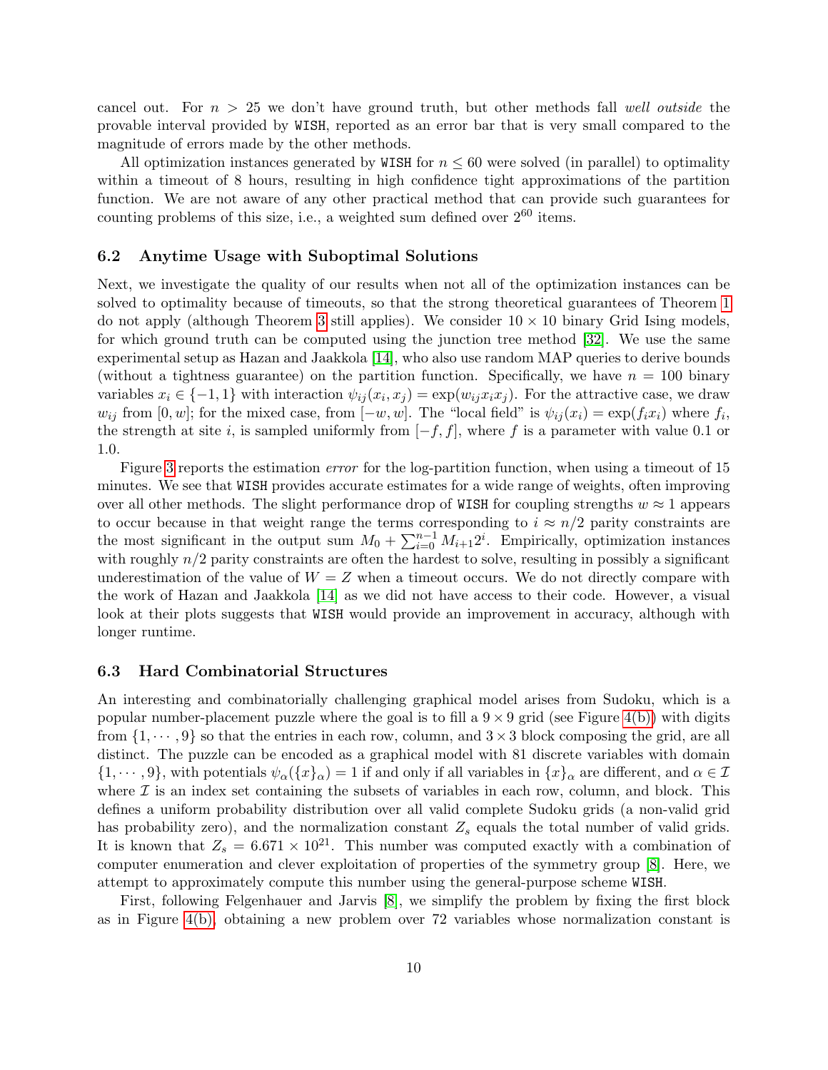cancel out. For $n > 25$ we don't have ground truth, but other methods fall *well outside* the provable interval provided by WISH, reported as an error bar that is very small compared to the magnitude of errors made by the other methods.

All optimization instances generated by WISH for $n \leq 60$ were solved (in parallel) to optimality within a timeout of 8 hours, resulting in high confidence tight approximations of the partition function. We are not aware of any other practical method that can provide such guarantees for counting problems of this size, i.e., a weighted sum defined over $2^{60}$ items.

### 6.2 Anytime Usage with Suboptimal Solutions

Next, we investigate the quality of our results when not all of the optimization instances can be solved to optimality because of timeouts, so that the strong theoretical guarantees of Theorem 1 do not apply (although Theorem 3 still applies). We consider $10 \times 10$ binary Grid Ising models, for which ground truth can be computed using the junction tree method [32]. We use the same experimental setup as Hazan and Jaakkola [14], who also use random MAP queries to derive bounds (without a tightness guarantee) on the partition function. Specifically, we have $n = 100$ binary variables $x_i \in \{-1, 1\}$ with interaction $\psi_{ij}(x_i, x_j) = \exp(w_{ij} x_i x_j)$. For the attractive case, we draw $w_{ij}$ from $[0, w]$; for the mixed case, from $[-w, w]$. The "local field" is $\psi_{ij}(x_i) = \exp(f_i x_i)$ where $f_i$, the strength at site $i$, is sampled uniformly from $[-f, f]$, where $f$ is a parameter with value 0.1 or 1.0.

Figure 3 reports the estimation *error* for the log-partition function, when using a timeout of 15 minutes. We see that WISH provides accurate estimates for a wide range of weights, often improving over all other methods. The slight performance drop of WISH for coupling strengths $w \approx 1$ appears to occur because in that weight range the terms corresponding to $i \approx n/2$ parity constraints are the most significant in the output sum $M_0 + \sum_{i=0}^{n-1} M_{i+1} 2^i$. Empirically, optimization instances with roughly $n/2$ parity constraints are often the hardest to solve, resulting in possibly a significant underestimation of the value of $W = Z$ when a timeout occurs. We do not directly compare with the work of Hazan and Jaakkola [14] as we did not have access to their code. However, a visual look at their plots suggests that WISH would provide an improvement in accuracy, although with longer runtime.

### 6.3 Hard Combinatorial Structures

An interesting and combinatorially challenging graphical model arises from Sudoku, which is a popular number-placement puzzle where the goal is to fill a $9 \times 9$ grid (see Figure 4(b)) with digits from $\{1, \cdots, 9\}$ so that the entries in each row, column, and $3 \times 3$ block composing the grid, are all distinct. The puzzle can be encoded as a graphical model with 81 discrete variables with domain $\{1, \cdots, 9\}$, with potentials $\psi_\alpha(\{x\}_\alpha) = 1$ if and only if all variables in $\{x\}_\alpha$ are different, and $\alpha \in \mathcal{I}$ where $\mathcal{I}$ is an index set containing the subsets of variables in each row, column, and block. This defines a uniform probability distribution over all valid complete Sudoku grids (a non-valid grid has probability zero), and the normalization constant $Z_s$ equals the total number of valid grids. It is known that $Z_s = 6.671 \times 10^{21}$. This number was computed exactly with a combination of computer enumeration and clever exploitation of properties of the symmetry group [8]. Here, we attempt to approximately compute this number using the general-purpose scheme WISH.

First, following Felgenhauer and Jarvis [8], we simplify the problem by fixing the first block as in Figure 4(b), obtaining a new problem over 72 variables whose normalization constant is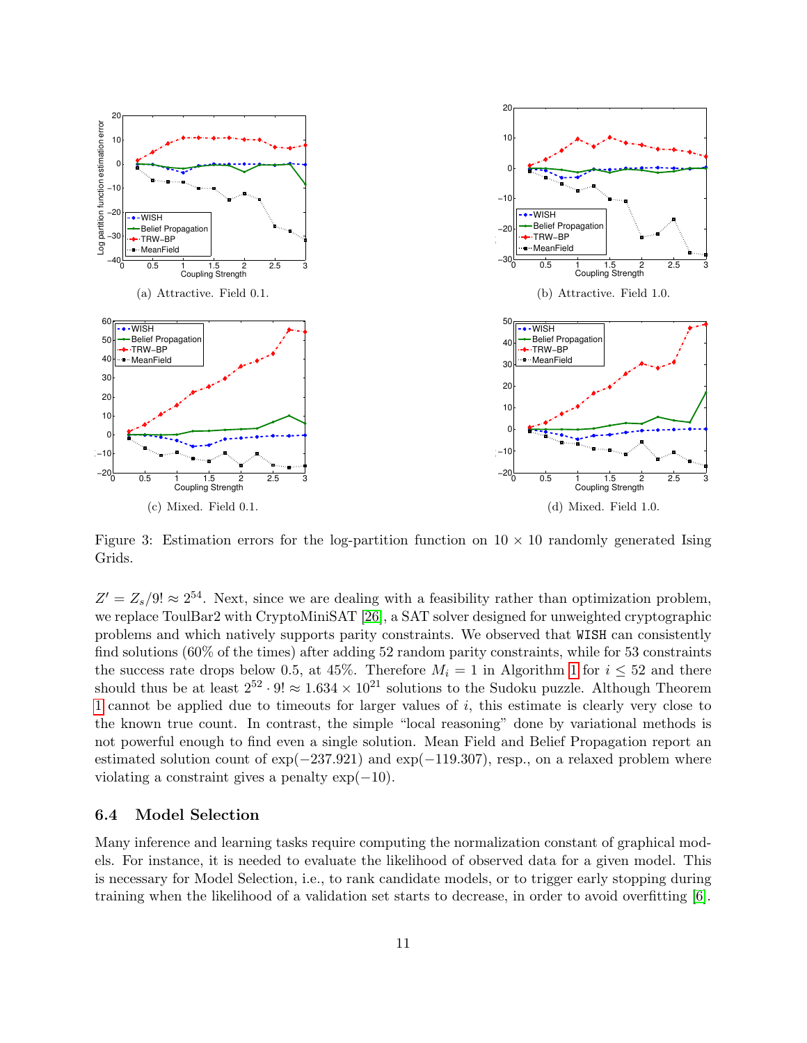(a) Attractive. Field 0.1.

(b) Attractive. Field 1.0.

(c) Mixed. Field 0.1.

(d) Mixed. Field 1.0.

Figure 3: Estimation errors for the log-partition function on $10 \times 10$ randomly generated Ising Grids.

$Z' = Z_s/9! \approx 2^{54}$. Next, since we are dealing with a feasibility rather than optimization problem, we replace ToulBar2 with CryptoMiniSAT [26], a SAT solver designed for unweighted cryptographic problems and which natively supports parity constraints. We observed that WISH can consistently find solutions (60% of the times) after adding 52 random parity constraints, while for 53 constraints the success rate drops below 0.5, at 45%. Therefore $M_i = 1$ in Algorithm 1 for $i \leq 52$ and there should thus be at least $2^{52} \cdot 9! \approx 1.634 \times 10^{21}$ solutions to the Sudoku puzzle. Although Theorem 1 cannot be applied due to timeouts for larger values of $i$, this estimate is clearly very close to the known true count. In contrast, the simple "local reasoning" done by variational methods is not powerful enough to find even a single solution. Mean Field and Belief Propagation report an estimated solution count of $\exp(-237.921)$ and $\exp(-119.307)$, resp., on a relaxed problem where violating a constraint gives a penalty $\exp(-10)$.

### 6.4 Model Selection

Many inference and learning tasks require computing the normalization constant of graphical models. For instance, it is needed to evaluate the likelihood of observed data for a given model. This is necessary for Model Selection, i.e., to rank candidate models, or to trigger early stopping during training when the likelihood of a validation set starts to decrease, in order to avoid overfitting [6].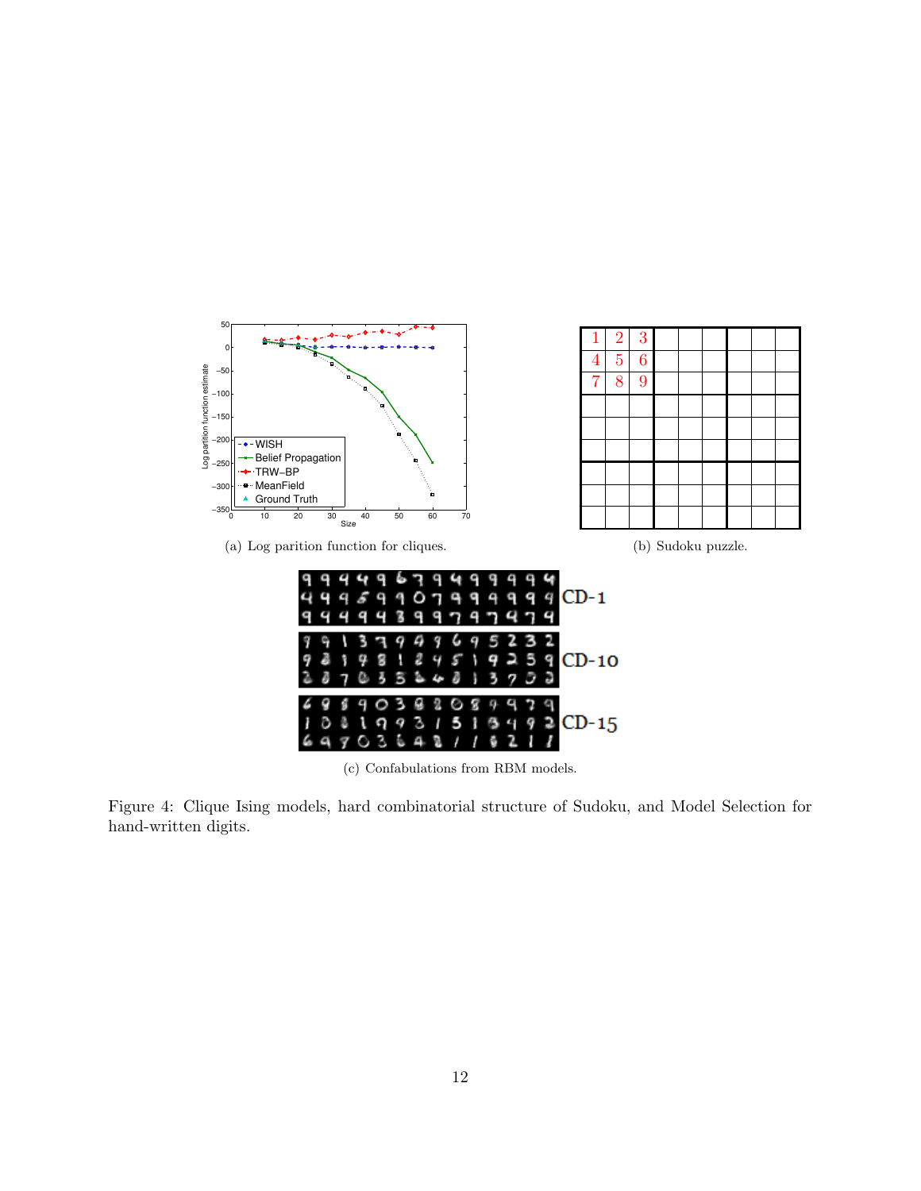(a) Log parition function for cliques.

(b) Sudoku puzzle.

(c) Confabulations from RBM models.

Figure 4: Clique Ising models, hard combinatorial structure of Sudoku, and Model Selection for hand-written digits.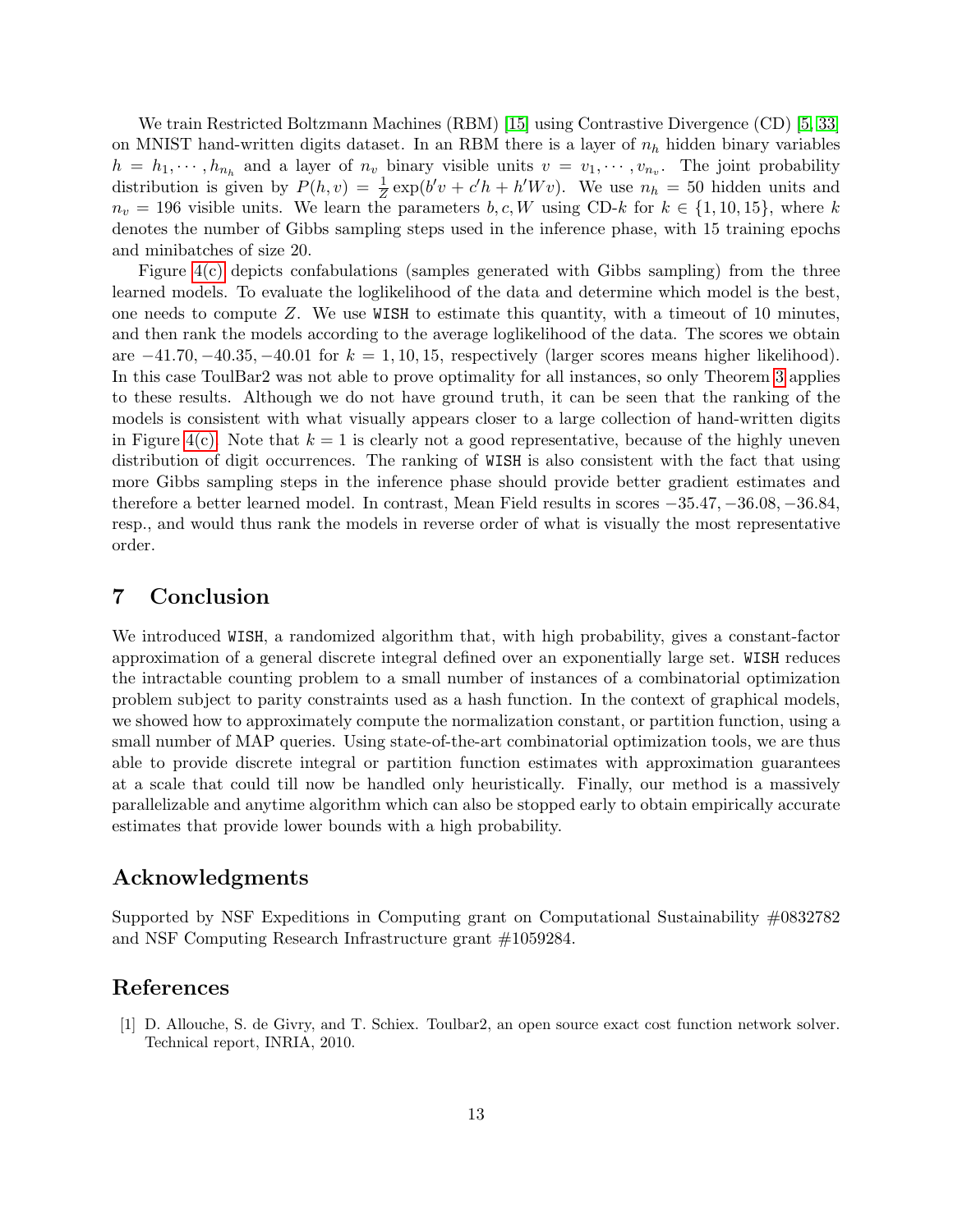We train Restricted Boltzmann Machines (RBM) [15] using Contrastive Divergence (CD) [5, 33] on MNIST hand-written digits dataset. In an RBM there is a layer of $n_h$ hidden binary variables $h = h_1, \cdots, h_{n_h}$ and a layer of $n_v$ binary visible units $v = v_1, \cdots, v_{n_v}$. The joint probability distribution is given by $P(h, v) = \frac{1}{Z} \exp(b'v + c'h + h'Wv)$. We use $n_h = 50$ hidden units and $n_v = 196$ visible units. We learn the parameters $b, c, W$ using CD-$k$ for $k \in \{1, 10, 15\}$, where $k$ denotes the number of Gibbs sampling steps used in the inference phase, with 15 training epochs and minibatches of size 20.

Figure 4(c) depicts confabulations (samples generated with Gibbs sampling) from the three learned models. To evaluate the loglikelihood of the data and determine which model is the best, one needs to compute $Z$. We use WISH to estimate this quantity, with a timeout of 10 minutes, and then rank the models according to the average loglikelihood of the data. The scores we obtain are $-41.70, -40.35, -40.01$ for $k = 1, 10, 15$, respectively (larger scores means higher likelihood). In this case ToulBar2 was not able to prove optimality for all instances, so only Theorem 3 applies to these results. Although we do not have ground truth, it can be seen that the ranking of the models is consistent with what visually appears closer to a large collection of hand-written digits in Figure 4(c). Note that $k = 1$ is clearly not a good representative, because of the highly uneven distribution of digit occurrences. The ranking of WISH is also consistent with the fact that using more Gibbs sampling steps in the inference phase should provide better gradient estimates and therefore a better learned model. In contrast, Mean Field results in scores $-35.47, -36.08, -36.84$, resp., and would thus rank the models in reverse order of what is visually the most representative order.

## 7 Conclusion

We introduced WISH, a randomized algorithm that, with high probability, gives a constant-factor approximation of a general discrete integral defined over an exponentially large set. WISH reduces the intractable counting problem to a small number of instances of a combinatorial optimization problem subject to parity constraints used as a hash function. In the context of graphical models, we showed how to approximately compute the normalization constant, or partition function, using a small number of MAP queries. Using state-of-the-art combinatorial optimization tools, we are thus able to provide discrete integral or partition function estimates with approximation guarantees at a scale that could till now be handled only heuristically. Finally, our method is a massively parallelizable and anytime algorithm which can also be stopped early to obtain empirically accurate estimates that provide lower bounds with a high probability.

## Acknowledgments

Supported by NSF Expeditions in Computing grant on Computational Sustainability #0832782 and NSF Computing Research Infrastructure grant #1059284.

## References

[1] D. Allouche, S. de Givry, and T. Schiex. Toulbar2, an open source exact cost function network solver. Technical report, INRIA, 2010.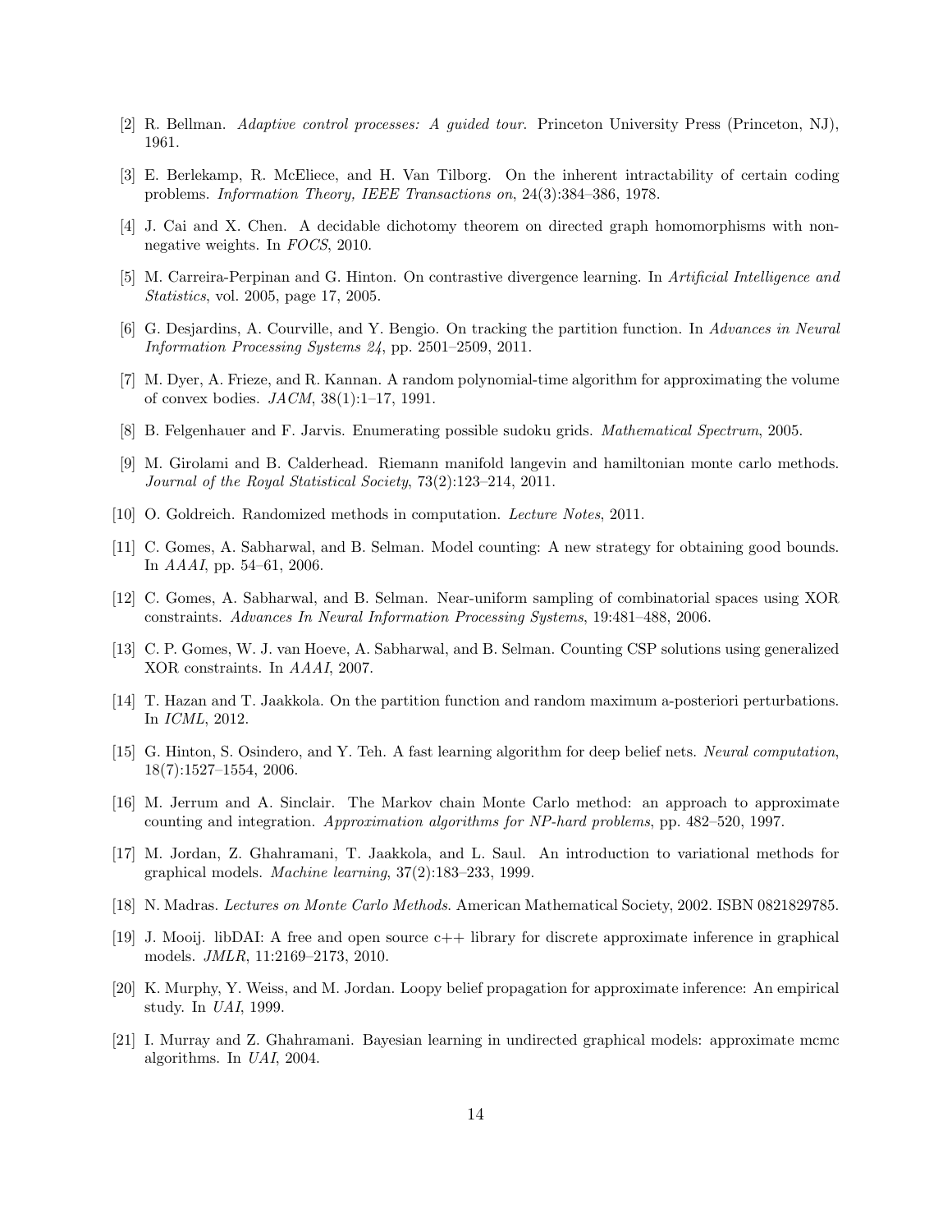[2] R. Bellman. *Adaptive control processes: A guided tour*. Princeton University Press (Princeton, NJ), 1961.

[3] E. Berlekamp, R. McEliece, and H. Van Tilborg. On the inherent intractability of certain coding problems. *Information Theory, IEEE Transactions on*, 24(3):384–386, 1978.

[4] J. Cai and X. Chen. A decidable dichotomy theorem on directed graph homomorphisms with non-negative weights. In *FOCS*, 2010.

[5] M. Carreira-Perpinan and G. Hinton. On contrastive divergence learning. In *Artificial Intelligence and Statistics*, vol. 2005, page 17, 2005.

[6] G. Desjardins, A. Courville, and Y. Bengio. On tracking the partition function. In *Advances in Neural Information Processing Systems 24*, pp. 2501–2509, 2011.

[7] M. Dyer, A. Frieze, and R. Kannan. A random polynomial-time algorithm for approximating the volume of convex bodies. *JACM*, 38(1):1–17, 1991.

[8] B. Felgenhauer and F. Jarvis. Enumerating possible sudoku grids. *Mathematical Spectrum*, 2005.

[9] M. Girolami and B. Calderhead. Riemann manifold langevin and hamiltonian monte carlo methods. *Journal of the Royal Statistical Society*, 73(2):123–214, 2011.

[10] O. Goldreich. Randomized methods in computation. *Lecture Notes*, 2011.

[11] C. Gomes, A. Sabharwal, and B. Selman. Model counting: A new strategy for obtaining good bounds. In *AAAI*, pp. 54–61, 2006.

[12] C. Gomes, A. Sabharwal, and B. Selman. Near-uniform sampling of combinatorial spaces using XOR constraints. *Advances In Neural Information Processing Systems*, 19:481–488, 2006.

[13] C. P. Gomes, W. J. van Hoeve, A. Sabharwal, and B. Selman. Counting CSP solutions using generalized XOR constraints. In *AAAI*, 2007.

[14] T. Hazan and T. Jaakkola. On the partition function and random maximum a-posteriori perturbations. In *ICML*, 2012.

[15] G. Hinton, S. Osindero, and Y. Teh. A fast learning algorithm for deep belief nets. *Neural computation*, 18(7):1527–1554, 2006.

[16] M. Jerrum and A. Sinclair. The Markov chain Monte Carlo method: an approach to approximate counting and integration. *Approximation algorithms for NP-hard problems*, pp. 482–520, 1997.

[17] M. Jordan, Z. Ghahramani, T. Jaakkola, and L. Saul. An introduction to variational methods for graphical models. *Machine learning*, 37(2):183–233, 1999.

[18] N. Madras. *Lectures on Monte Carlo Methods*. American Mathematical Society, 2002. ISBN 0821829785.

[19] J. Mooij. libDAI: A free and open source c++ library for discrete approximate inference in graphical models. *JMLR*, 11:2169–2173, 2010.

[20] K. Murphy, Y. Weiss, and M. Jordan. Loopy belief propagation for approximate inference: An empirical study. In *UAI*, 1999.

[21] I. Murray and Z. Ghahramani. Bayesian learning in undirected graphical models: approximate mcmc algorithms. In *UAI*, 2004.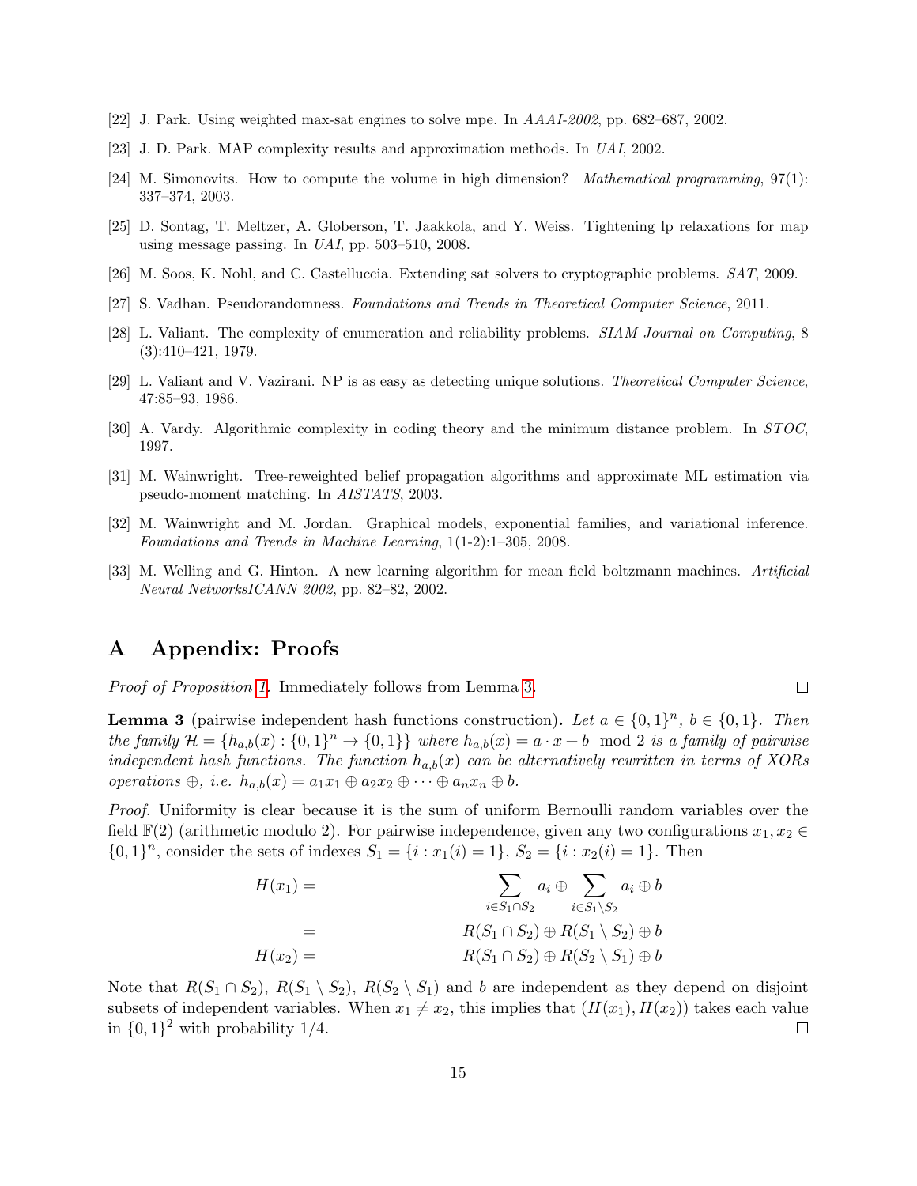[22] J. Park. Using weighted max-sat engines to solve mpe. In *AAAI-2002*, pp. 682–687, 2002.

[23] J. D. Park. MAP complexity results and approximation methods. In *UAI*, 2002.

[24] M. Simonovits. How to compute the volume in high dimension? *Mathematical programming*, 97(1): 337–374, 2003.

[25] D. Sontag, T. Meltzer, A. Globerson, T. Jaakkola, and Y. Weiss. Tightening lp relaxations for map using message passing. In *UAI*, pp. 503–510, 2008.

[26] M. Soos, K. Nohl, and C. Castelluccia. Extending sat solvers to cryptographic problems. *SAT*, 2009.

[27] S. Vadhan. Pseudorandomness. *Foundations and Trends in Theoretical Computer Science*, 2011.

[28] L. Valiant. The complexity of enumeration and reliability problems. *SIAM Journal on Computing*, 8 (3):410–421, 1979.

[29] L. Valiant and V. Vazirani. NP is as easy as detecting unique solutions. *Theoretical Computer Science*, 47:85–93, 1986.

[30] A. Vardy. Algorithmic complexity in coding theory and the minimum distance problem. In *STOC*, 1997.

[31] M. Wainwright. Tree-reweighted belief propagation algorithms and approximate ML estimation via pseudo-moment matching. In *AISTATS*, 2003.

[32] M. Wainwright and M. Jordan. Graphical models, exponential families, and variational inference. *Foundations and Trends in Machine Learning*, 1(1-2):1–305, 2008.

[33] M. Welling and G. Hinton. A new learning algorithm for mean field boltzmann machines. *Artificial Neural NetworksICANN 2002*, pp. 82–82, 2002.

# A Appendix: Proofs

*Proof of Proposition 1.* Immediately follows from Lemma 3. □

**Lemma 3** (pairwise independent hash functions construction)**.** *Let $a \in \{0,1\}^n$, $b \in \{0,1\}$. Then the family $\mathcal{H} = \{h_{a,b}(x) : \{0,1\}^n \to \{0,1\}\}$ where $h_{a,b}(x) = a \cdot x + b \mod 2$ is a family of pairwise independent hash functions. The function $h_{a,b}(x)$ can be alternatively rewritten in terms of XORs operations $\oplus$, i.e. $h_{a,b}(x) = a_1x_1 \oplus a_2x_2 \oplus \cdots \oplus a_nx_n \oplus b$.*

*Proof.* Uniformity is clear because it is the sum of uniform Bernoulli random variables over the field $\mathbb{F}(2)$ (arithmetic modulo 2). For pairwise independence, given any two configurations $x_1, x_2 \in \{0,1\}^n$, consider the sets of indexes $S_1 = \{i : x_1(i) = 1\}$, $S_2 = \{i : x_2(i) = 1\}$. Then

$$
\begin{aligned}
H(x_1) = & \sum_{i \in S_1 \cap S_2} a_i \oplus \sum_{i \in S_1 \setminus S_2} a_i \oplus b \\
= & R(S_1 \cap S_2) \oplus R(S_1 \setminus S_2) \oplus b \\
H(x_2) = & R(S_1 \cap S_2) \oplus R(S_2 \setminus S_1) \oplus b
\end{aligned}
$$

Note that $R(S_1 \cap S_2)$, $R(S_1 \setminus S_2)$, $R(S_2 \setminus S_1)$ and $b$ are independent as they depend on disjoint subsets of independent variables. When $x_1 \neq x_2$, this implies that $(H(x_1), H(x_2))$ takes each value in $\{0,1\}^2$ with probability 1/4. □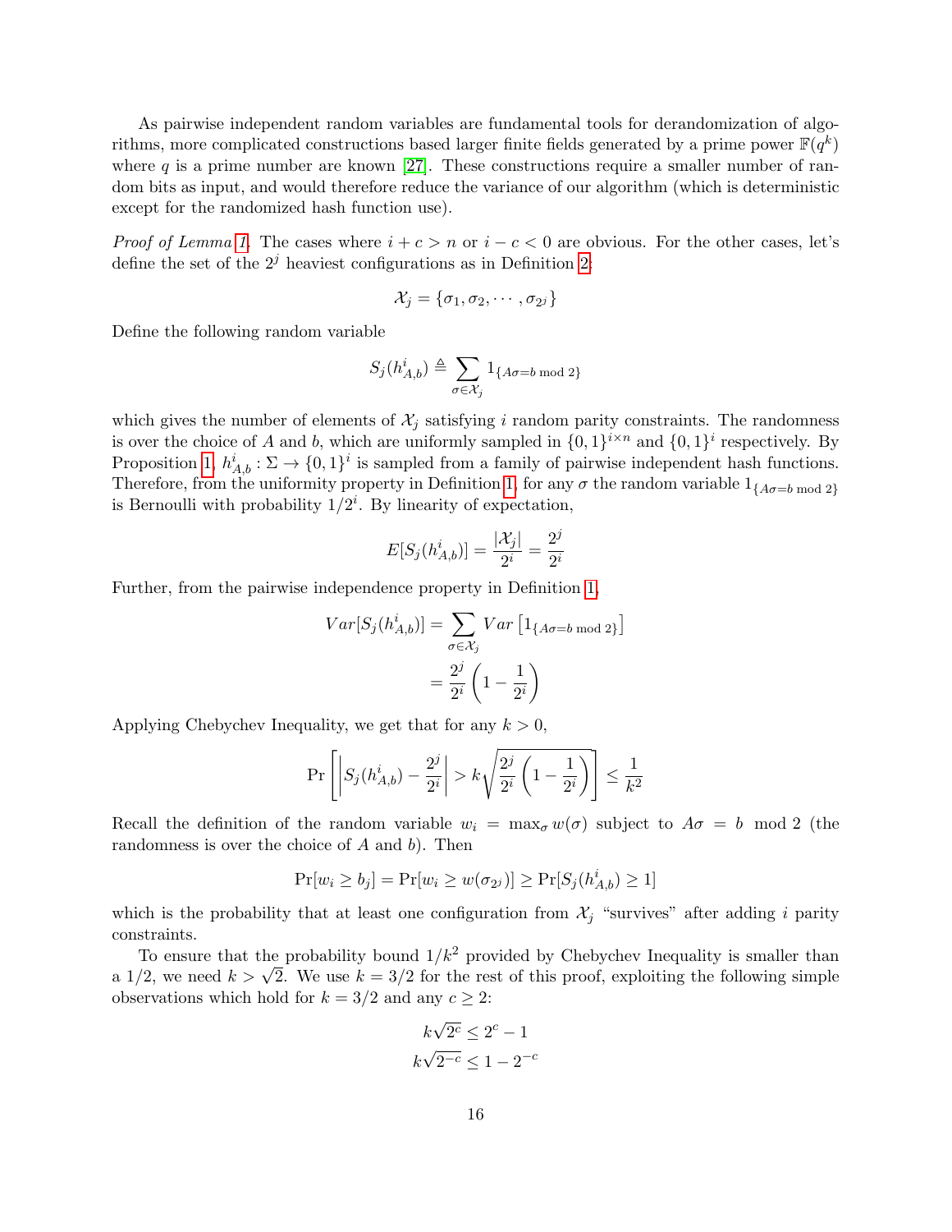As pairwise independent random variables are fundamental tools for derandomization of algorithms, more complicated constructions based larger finite fields generated by a prime power $\mathbb{F}(q^k)$ where $q$ is a prime number are known [27]. These constructions require a smaller number of random bits as input, and would therefore reduce the variance of our algorithm (which is deterministic except for the randomized hash function use).

*Proof of Lemma 1.* The cases where $i + c > n$ or $i - c < 0$ are obvious. For the other cases, let's define the set of the $2^j$ heaviest configurations as in Definition 2:

$$\mathcal{X}_j = \{\sigma_1, \sigma_2, \cdots, \sigma_{2^j}\}$$

Define the following random variable

$$S_j(h^i_{A,b}) \triangleq \sum_{\sigma \in \mathcal{X}_j} 1_{\{A\sigma = b \bmod 2\}}$$

which gives the number of elements of $\mathcal{X}_j$ satisfying $i$ random parity constraints. The randomness is over the choice of $A$ and $b$, which are uniformly sampled in $\{0,1\}^{i \times n}$ and $\{0,1\}^i$ respectively. By Proposition 1, $h^i_{A,b} : \Sigma \to \{0,1\}^i$ is sampled from a family of pairwise independent hash functions. Therefore, from the uniformity property in Definition 1, for any $\sigma$ the random variable $1_{\{A\sigma = b \bmod 2\}}$ is Bernoulli with probability $1/2^i$. By linearity of expectation,

$$E[S_j(h^i_{A,b})] = \frac{|\mathcal{X}_j|}{2^i} = \frac{2^j}{2^i}$$

Further, from the pairwise independence property in Definition 1,

$$\begin{aligned} Var[S_j(h^i_{A,b})] &= \sum_{\sigma \in \mathcal{X}_j} Var\left[1_{\{A\sigma = b \bmod 2\}}\right] \\ &= \frac{2^j}{2^i}\left(1 - \frac{1}{2^i}\right) \end{aligned}$$

Applying Chebychev Inequality, we get that for any $k > 0$,

$$\Pr\left[\left|S_j(h^i_{A,b}) - \frac{2^j}{2^i}\right| > k\sqrt{\frac{2^j}{2^i}\left(1 - \frac{1}{2^i}\right)}\right] \leq \frac{1}{k^2}$$

Recall the definition of the random variable $w_i = \max_\sigma w(\sigma)$ subject to $A\sigma = b \mod 2$ (the randomness is over the choice of $A$ and $b$). Then

$$\Pr[w_i \geq b_j] = \Pr[w_i \geq w(\sigma_{2^j})] \geq \Pr[S_j(h^i_{A,b}) \geq 1]$$

which is the probability that at least one configuration from $\mathcal{X}_j$ "survives" after adding $i$ parity constraints.

To ensure that the probability bound $1/k^2$ provided by Chebychev Inequality is smaller than a $1/2$, we need $k > \sqrt{2}$. We use $k = 3/2$ for the rest of this proof, exploiting the following simple observations which hold for $k = 3/2$ and any $c \geq 2$:

$$k\sqrt{2^c} \leq 2^c - 1$$
$$k\sqrt{2^{-c}} \leq 1 - 2^{-c}$$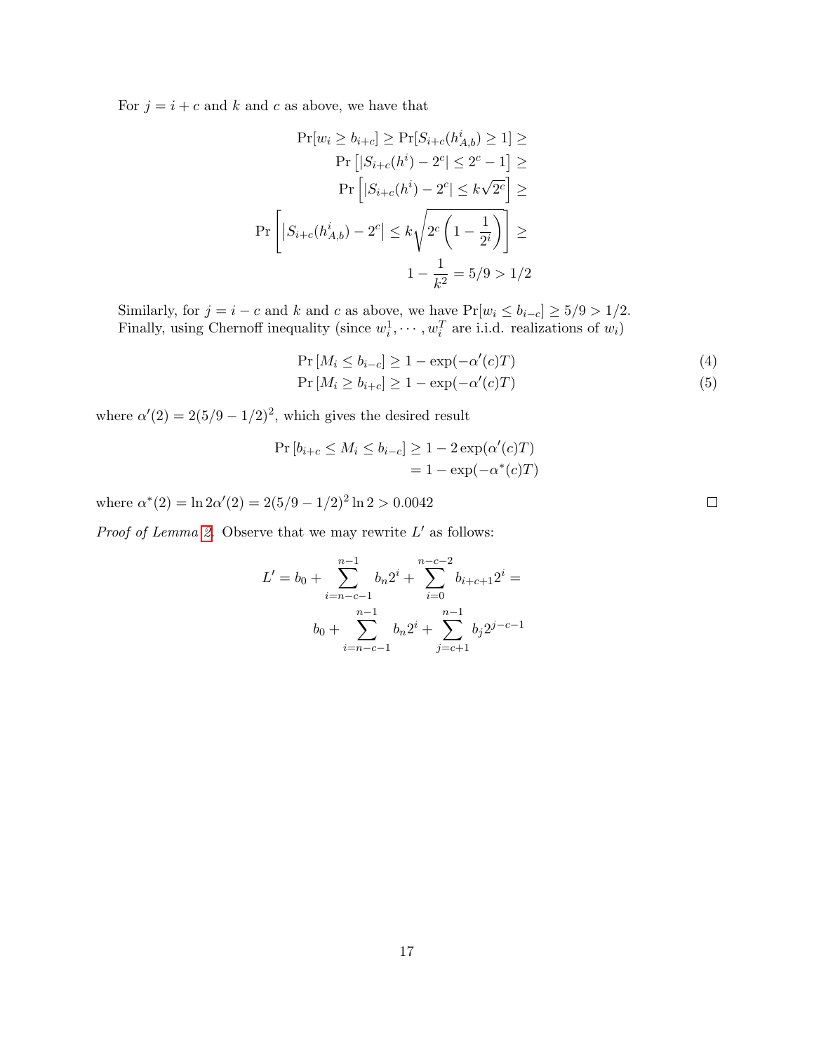For $j = i + c$ and $k$ and $c$ as above, we have that

$$\Pr[w_i \geq b_{i+c}] \geq \Pr[S_{i+c}(h^i_{A,b}) \geq 1] \geq$$
$$\Pr\left[|S_{i+c}(h^i) - 2^c| \leq 2^c - 1\right] \geq$$
$$\Pr\left[|S_{i+c}(h^i) - 2^c| \leq k\sqrt{2^c}\right] \geq$$
$$\Pr\left[|S_{i+c}(h^i_{A,b}) - 2^c| \leq k\sqrt{2^c\left(1 - \frac{1}{2^i}\right)}\right] \geq$$
$$1 - \frac{1}{k^2} = 5/9 > 1/2$$

Similarly, for $j = i - c$ and $k$ and $c$ as above, we have $\Pr[w_i \leq b_{i-c}] \geq 5/9 > 1/2$. Finally, using Chernoff inequality (since $w_i^1, \cdots, w_i^T$ are i.i.d. realizations of $w_i$)

$$\Pr\left[M_i \leq b_{i-c}\right] \geq 1 - \exp(-\alpha'(c)T) \tag{4}$$
$$\Pr\left[M_i \geq b_{i+c}\right] \geq 1 - \exp(-\alpha'(c)T) \tag{5}$$

where $\alpha'(2) = 2(5/9 - 1/2)^2$, which gives the desired result

$$\Pr\left[b_{i+c} \leq M_i \leq b_{i-c}\right] \geq 1 - 2\exp(\alpha'(c)T)$$
$$= 1 - \exp(-\alpha^*(c)T)$$

where $\alpha^*(2) = \ln 2\alpha'(2) = 2(5/9 - 1/2)^2 \ln 2 > 0.0042$ ∎

*Proof of Lemma 2.* Observe that we may rewrite $L'$ as follows:

$$L' = b_0 + \sum_{i=n-c-1}^{n-1} b_n 2^i + \sum_{i=0}^{n-c-2} b_{i+c+1} 2^i =$$
$$b_0 + \sum_{i=n-c-1}^{n-1} b_n 2^i + \sum_{j=c+1}^{n-1} b_j 2^{j-c-1}$$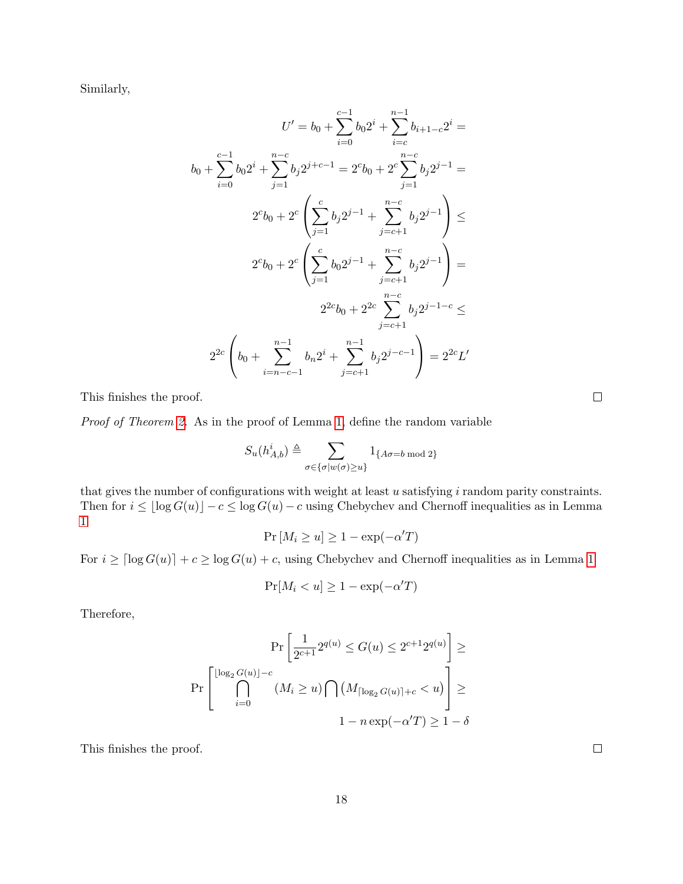Similarly,

$$
\begin{aligned}
U' = b_0 + \sum_{i=0}^{c-1} b_0 2^i + \sum_{i=c}^{n-1} b_{i+1-c} 2^i = \\
b_0 + \sum_{i=0}^{c-1} b_0 2^i + \sum_{j=1}^{n-c} b_j 2^{j+c-1} = 2^c b_0 + 2^c \sum_{j=1}^{n-c} b_j 2^{j-1} = \\
2^c b_0 + 2^c \left( \sum_{j=1}^{c} b_j 2^{j-1} + \sum_{j=c+1}^{n-c} b_j 2^{j-1} \right) \leq \\
2^c b_0 + 2^c \left( \sum_{j=1}^{c} b_0 2^{j-1} + \sum_{j=c+1}^{n-c} b_j 2^{j-1} \right) = \\
2^{2c} b_0 + 2^{2c} \sum_{j=c+1}^{n-c} b_j 2^{j-1-c} \leq \\
2^{2c} \left( b_0 + \sum_{i=n-c-1}^{n-1} b_n 2^i + \sum_{j=c+1}^{n-1} b_j 2^{j-c-1} \right) = 2^{2c} L'
\end{aligned}
$$

This finishes the proof. □

*Proof of Theorem 2.* As in the proof of Lemma 1, define the random variable

$$
S_u(h^i_{A,b}) \triangleq \sum_{\sigma \in \{\sigma | w(\sigma) \geq u\}} 1_{\{A\sigma = b \bmod 2\}}
$$

that gives the number of configurations with weight at least $u$ satisfying $i$ random parity constraints. Then for $i \leq \lfloor \log G(u) \rfloor - c \leq \log G(u) - c$ using Chebychev and Chernoff inequalities as in Lemma 1

$$
\Pr\left[M_i \geq u\right] \geq 1 - \exp(-\alpha' T)
$$

For $i \geq \lceil \log G(u) \rceil + c \geq \log G(u) + c$, using Chebychev and Chernoff inequalities as in Lemma 1

$$
\Pr[M_i < u] \geq 1 - \exp(-\alpha' T)
$$

Therefore,

$$
\begin{aligned}
\Pr\left[\frac{1}{2^{c+1}} 2^{q(u)} \leq G(u) \leq 2^{c+1} 2^{q(u)}\right] \geq \\
\Pr\left[\bigcap_{i=0}^{\lfloor \log_2 G(u) \rfloor - c} (M_i \geq u) \bigcap \left(M_{\lceil \log_2 G(u) \rceil + c} < u\right)\right] \geq \\
1 - n \exp(-\alpha' T) \geq 1 - \delta
\end{aligned}
$$

This finishes the proof. □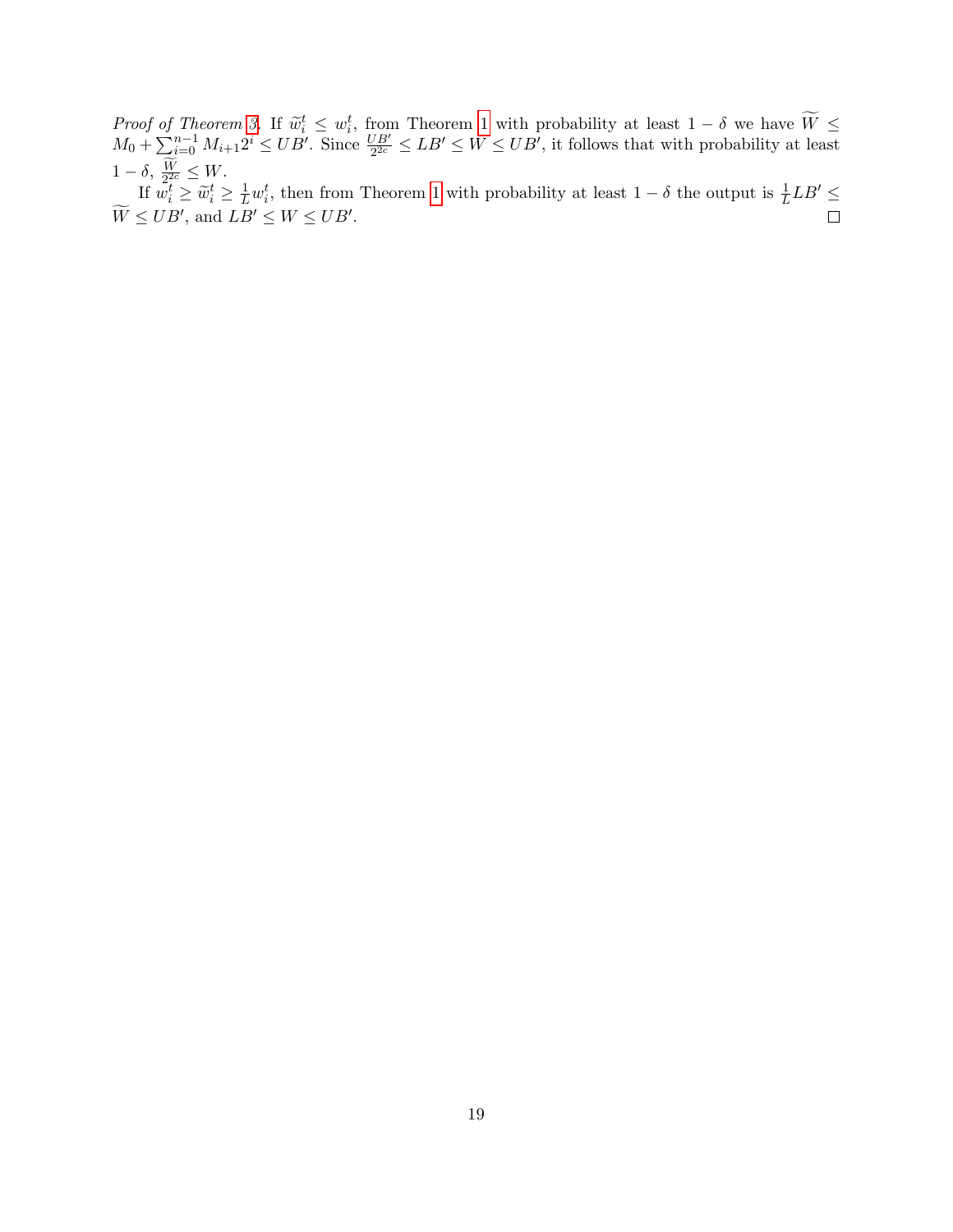*Proof of Theorem 3.* If $\widetilde{w}_i^t \leq w_i^t$, from Theorem 1 with probability at least $1 - \delta$ we have $\widetilde{W} \leq M_0 + \sum_{i=0}^{n-1} M_{i+1} 2^i \leq UB'$. Since $\frac{UB'}{2^{2c}} \leq LB' \leq W \leq UB'$, it follows that with probability at least $1 - \delta$, $\frac{\widetilde{W}}{2^{2c}} \leq W$.

If $w_i^t \geq \widetilde{w}_i^t \geq \frac{1}{L} w_i^t$, then from Theorem 1 with probability at least $1 - \delta$ the output is $\frac{1}{L} LB' \leq \widetilde{W} \leq UB'$, and $LB' \leq W \leq UB'$. □